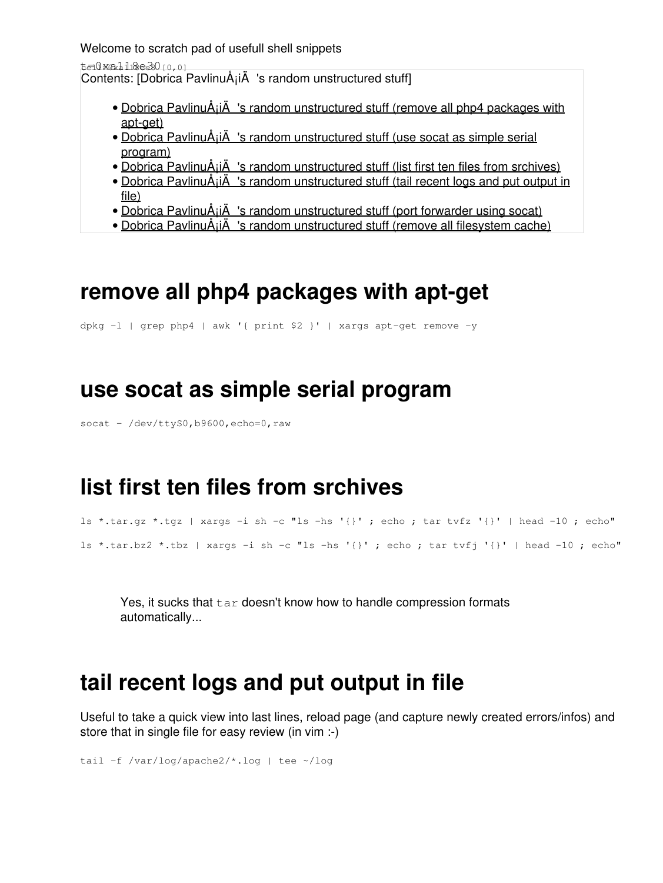Welcome to scratch pad of usefull shell snippets

t=0xa118e30 [0,0]

Contents: [Dobrica PavlinuÅ¡iÄ 's random unstructured stuff]

- Dobrica PavlinuÅ¡iÄ 's random unstructured stuff (remove all php4 packages with apt-get)
- Dobrica PavlinuÅ¡iÄ 's random unstructured stuff (use socat as simple serial program)
- Dobrica PavlinuÅ¡iÄ 's random unstructured stuff (list first ten files from srchives)
- Dobrica PavlinuÅ¡iÄ 's random unstructured stuff (tail recent logs and put output in file)
- Dobrica PavlinuÅ¡iÄ 's random unstructured stuff (port forwarder using socat)
- Dobrica PavlinuÅ¡iÄ 's random unstructured stuff (remove all filesystem cache)

# remove all php4 packages with apt-get

```
dpkg -l | grep php4 | awk '{ print $2 }' | xargs apt-get remove -y
```

# use socat as simple serial program

```
socat - /dev/ttyS0,b9600,echo=0,raw
```

# list first ten files from srchives

```
ls *.tar.gz *.tgz | xargs -i sh -c "ls -hs '{}' ; echo ; tar tvfz '{}' | head -10 ; echo"
ls *.tar.bz2 *.tbz | xargs -i sh -c "ls -hs '{}' ; echo ; tar tvfj '{}' | head -10 ; echo"
```

> Yes, it sucks that `tar` doesn't know how to handle compression formats automatically...

# tail recent logs and put output in file

Useful to take a quick view into last lines, reload page (and capture newly created errors/infos) and store that in single file for easy review (in vim :-)

```
tail -f /var/log/apache2/*.log | tee ~/log
```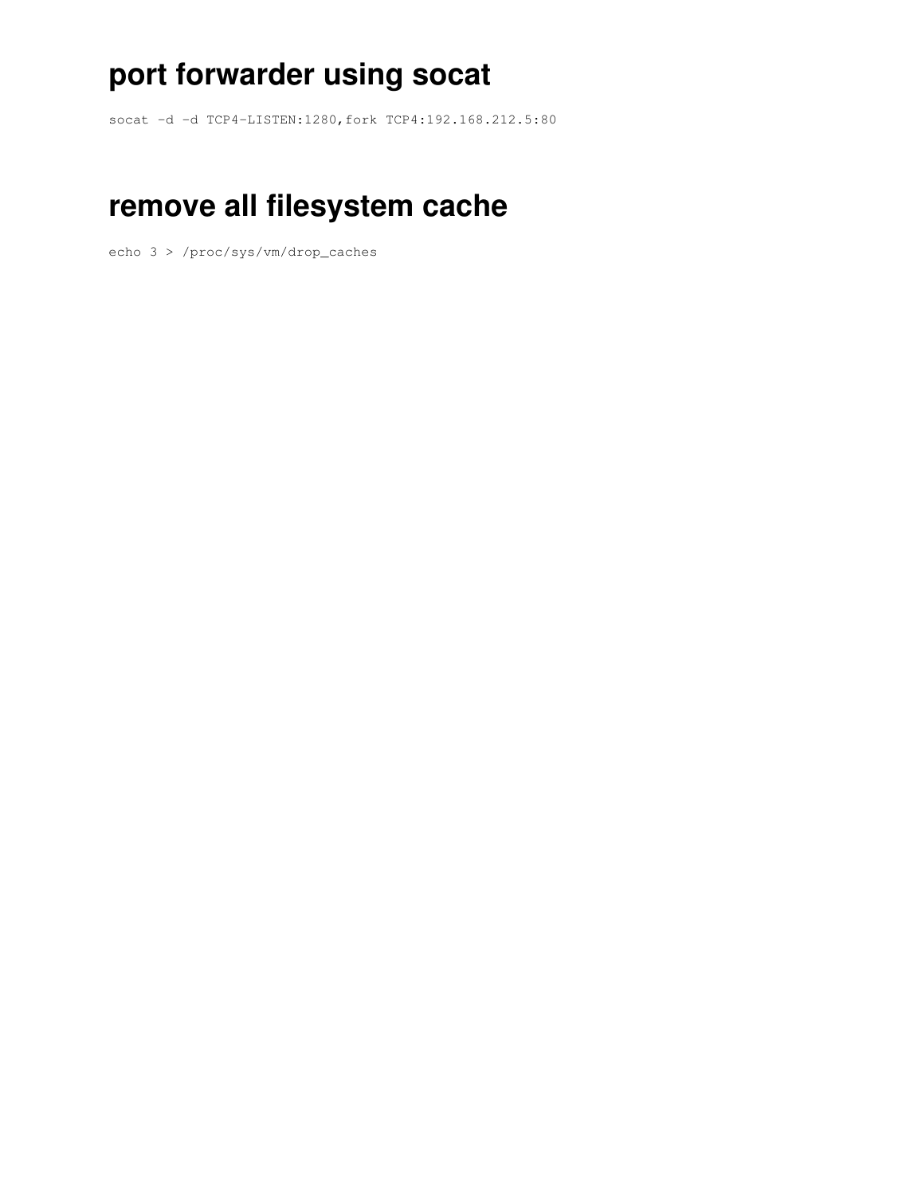# port forwarder using socat

```
socat -d -d TCP4-LISTEN:1280,fork TCP4:192.168.212.5:80
```

# remove all filesystem cache

```
echo 3 > /proc/sys/vm/drop_caches
```